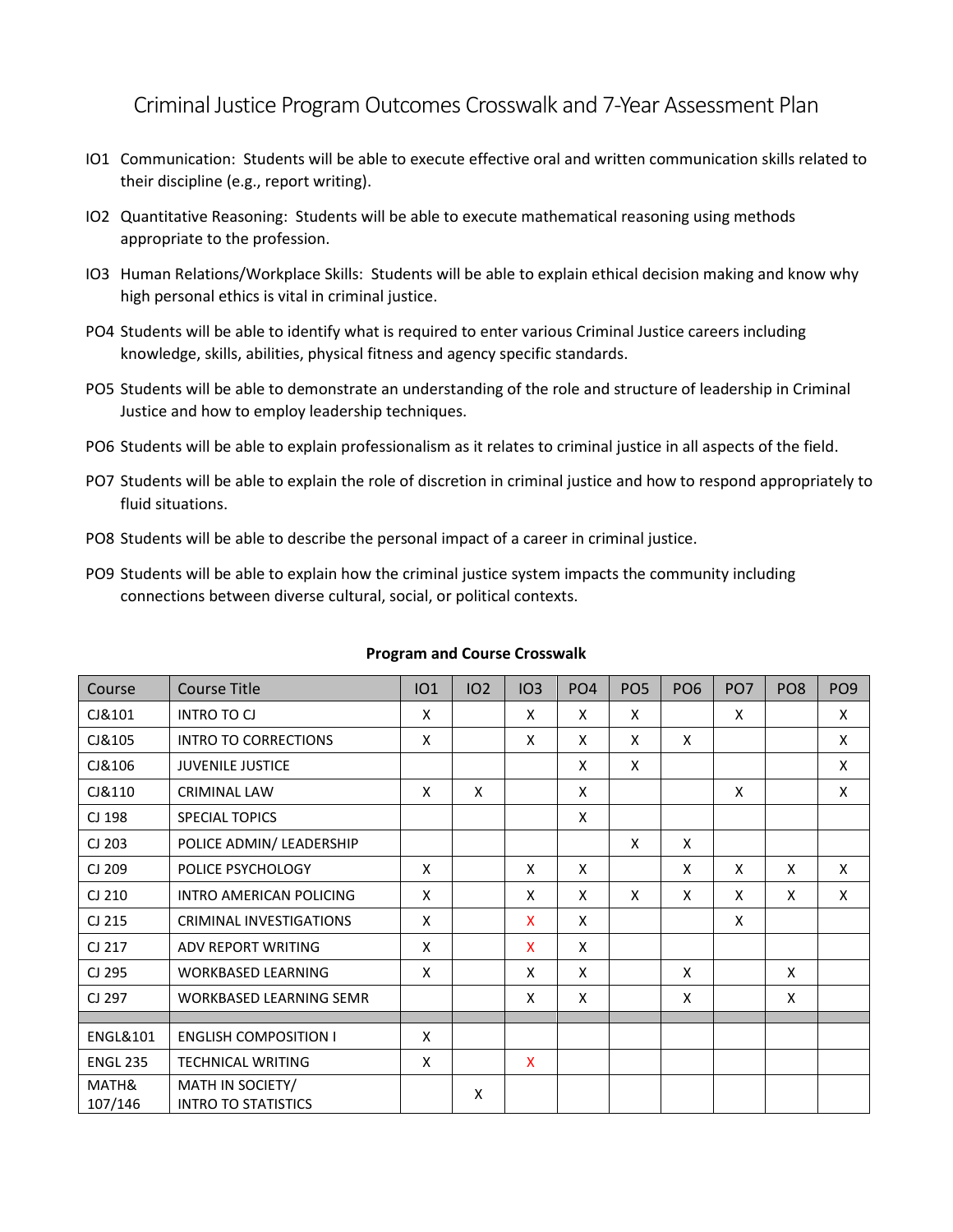# Criminal Justice Program Outcomes Crosswalk and 7-Year Assessment Plan

IO1 Communication: Students will be able to execute effective oral and written communication skills related to their discipline (e.g., report writing).

IO2 Quantitative Reasoning: Students will be able to execute mathematical reasoning using methods appropriate to the profession.

IO3 Human Relations/Workplace Skills: Students will be able to explain ethical decision making and know why high personal ethics is vital in criminal justice.

PO4 Students will be able to identify what is required to enter various Criminal Justice careers including knowledge, skills, abilities, physical fitness and agency specific standards.

PO5 Students will be able to demonstrate an understanding of the role and structure of leadership in Criminal Justice and how to employ leadership techniques.

PO6 Students will be able to explain professionalism as it relates to criminal justice in all aspects of the field.

PO7 Students will be able to explain the role of discretion in criminal justice and how to respond appropriately to fluid situations.

PO8 Students will be able to describe the personal impact of a career in criminal justice.

PO9 Students will be able to explain how the criminal justice system impacts the community including connections between diverse cultural, social, or political contexts.

**Program and Course Crosswalk**

| Course | Course Title | IO1 | IO2 | IO3 | PO4 | PO5 | PO6 | PO7 | PO8 | PO9 |
|---|---|---|---|---|---|---|---|---|---|---|
| CJ&101 | INTRO TO CJ | X | | X | X | X | | X | | X |
| CJ&105 | INTRO TO CORRECTIONS | X | | X | X | X | X | | | X |
| CJ&106 | JUVENILE JUSTICE | | | | X | X | | | | X |
| CJ&110 | CRIMINAL LAW | X | X | | X | | | X | | X |
| CJ 198 | SPECIAL TOPICS | | | | X | | | | | |
| CJ 203 | POLICE ADMIN/ LEADERSHIP | | | | | X | X | | | |
| CJ 209 | POLICE PSYCHOLOGY | X | | X | X | | X | X | X | X |
| CJ 210 | INTRO AMERICAN POLICING | X | | X | X | X | X | X | X | X |
| CJ 215 | CRIMINAL INVESTIGATIONS | X | | X | X | | | X | | |
| CJ 217 | ADV REPORT WRITING | X | | X | X | | | | | |
| CJ 295 | WORKBASED LEARNING | X | | X | X | | X | | X | |
| CJ 297 | WORKBASED LEARNING SEMR | | | X | X | | X | | X | |
| | | | | | | | | | | |
| ENGL&101 | ENGLISH COMPOSITION I | X | | | | | | | | |
| ENGL 235 | TECHNICAL WRITING | X | | X | | | | | | |
| MATH& 107/146 | MATH IN SOCIETY/ INTRO TO STATISTICS | | X | | | | | | | |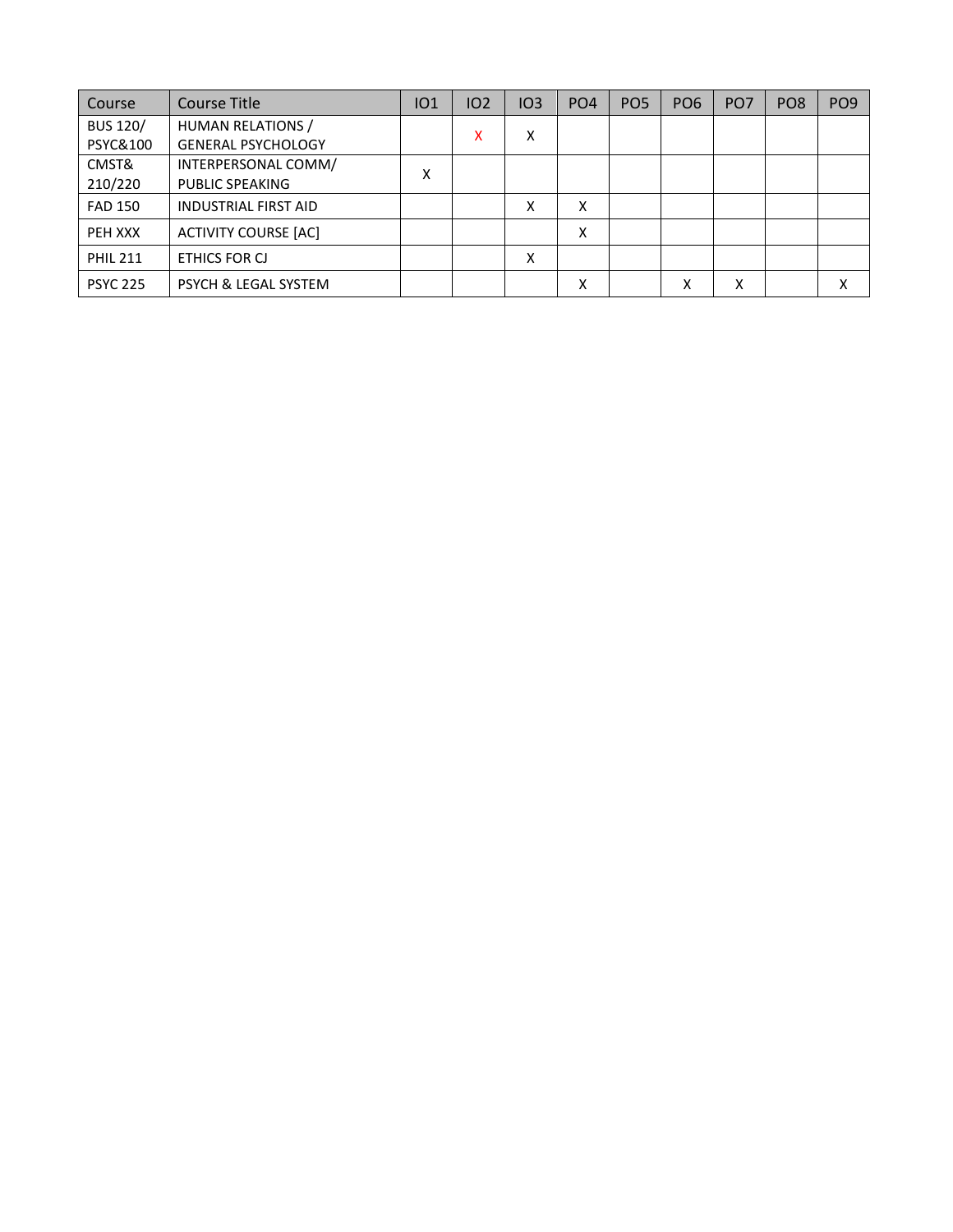| Course | Course Title | IO1 | IO2 | IO3 | PO4 | PO5 | PO6 | PO7 | PO8 | PO9 |
|---|---|---|---|---|---|---|---|---|---|---|
| BUS 120/ PSYC&100 | HUMAN RELATIONS / GENERAL PSYCHOLOGY | | X | X | | | | | | |
| CMST& 210/220 | INTERPERSONAL COMM/ PUBLIC SPEAKING | X | | | | | | | | |
| FAD 150 | INDUSTRIAL FIRST AID | | | X | X | | | | | |
| PEH XXX | ACTIVITY COURSE [AC] | | | | X | | | | | |
| PHIL 211 | ETHICS FOR CJ | | | X | | | | | | |
| PSYC 225 | PSYCH & LEGAL SYSTEM | | | | X | | X | X | | X |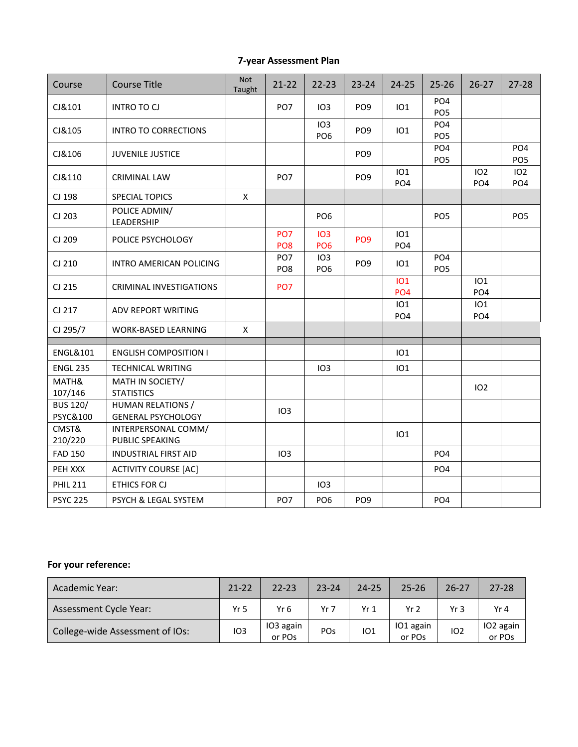**7-year Assessment Plan**

| Course | Course Title | Not Taught | 21-22 | 22-23 | 23-24 | 24-25 | 25-26 | 26-27 | 27-28 |
|---|---|---|---|---|---|---|---|---|---|
| CJ&101 | INTRO TO CJ | | PO7 | IO3 | PO9 | IO1 | PO4 PO5 | | |
| CJ&105 | INTRO TO CORRECTIONS | | | IO3 PO6 | PO9 | IO1 | PO4 PO5 | | |
| CJ&106 | JUVENILE JUSTICE | | | | PO9 | | PO4 PO5 | | PO4 PO5 |
| CJ&110 | CRIMINAL LAW | | PO7 | | PO9 | IO1 PO4 | | IO2 PO4 | IO2 PO4 |
| CJ 198 | SPECIAL TOPICS | X | | | | | | | |
| CJ 203 | POLICE ADMIN/ LEADERSHIP | | | PO6 | | | PO5 | | PO5 |
| CJ 209 | POLICE PSYCHOLOGY | | PO7 PO8 | IO3 PO6 | PO9 | IO1 PO4 | | | |
| CJ 210 | INTRO AMERICAN POLICING | | PO7 PO8 | IO3 PO6 | PO9 | IO1 | PO4 PO5 | | |
| CJ 215 | CRIMINAL INVESTIGATIONS | | PO7 | | | IO1 PO4 | | IO1 PO4 | |
| CJ 217 | ADV REPORT WRITING | | | | | IO1 PO4 | | IO1 PO4 | |
| CJ 295/7 | WORK-BASED LEARNING | X | | | | | | | |
| | | | | | | | | | |
| ENGL&101 | ENGLISH COMPOSITION I | | | | | IO1 | | | |
| ENGL 235 | TECHNICAL WRITING | | | IO3 | | IO1 | | | |
| MATH& 107/146 | MATH IN SOCIETY/ STATISTICS | | | | | | | IO2 | |
| BUS 120/ PSYC&100 | HUMAN RELATIONS / GENERAL PSYCHOLOGY | | IO3 | | | | | | |
| CMST& 210/220 | INTERPERSONAL COMM/ PUBLIC SPEAKING | | | | | IO1 | | | |
| FAD 150 | INDUSTRIAL FIRST AID | | IO3 | | | | PO4 | | |
| PEH XXX | ACTIVITY COURSE [AC] | | | | | | PO4 | | |
| PHIL 211 | ETHICS FOR CJ | | | IO3 | | | | | |
| PSYC 225 | PSYCH & LEGAL SYSTEM | | PO7 | PO6 | PO9 | | PO4 | | |

**For your reference:**

| Academic Year: | 21-22 | 22-23 | 23-24 | 24-25 | 25-26 | 26-27 | 27-28 |
|---|---|---|---|---|---|---|---|
| Assessment Cycle Year: | Yr 5 | Yr 6 | Yr 7 | Yr 1 | Yr 2 | Yr 3 | Yr 4 |
| College-wide Assessment of IOs: | IO3 | IO3 again or POs | POs | IO1 | IO1 again or POs | IO2 | IO2 again or POs |